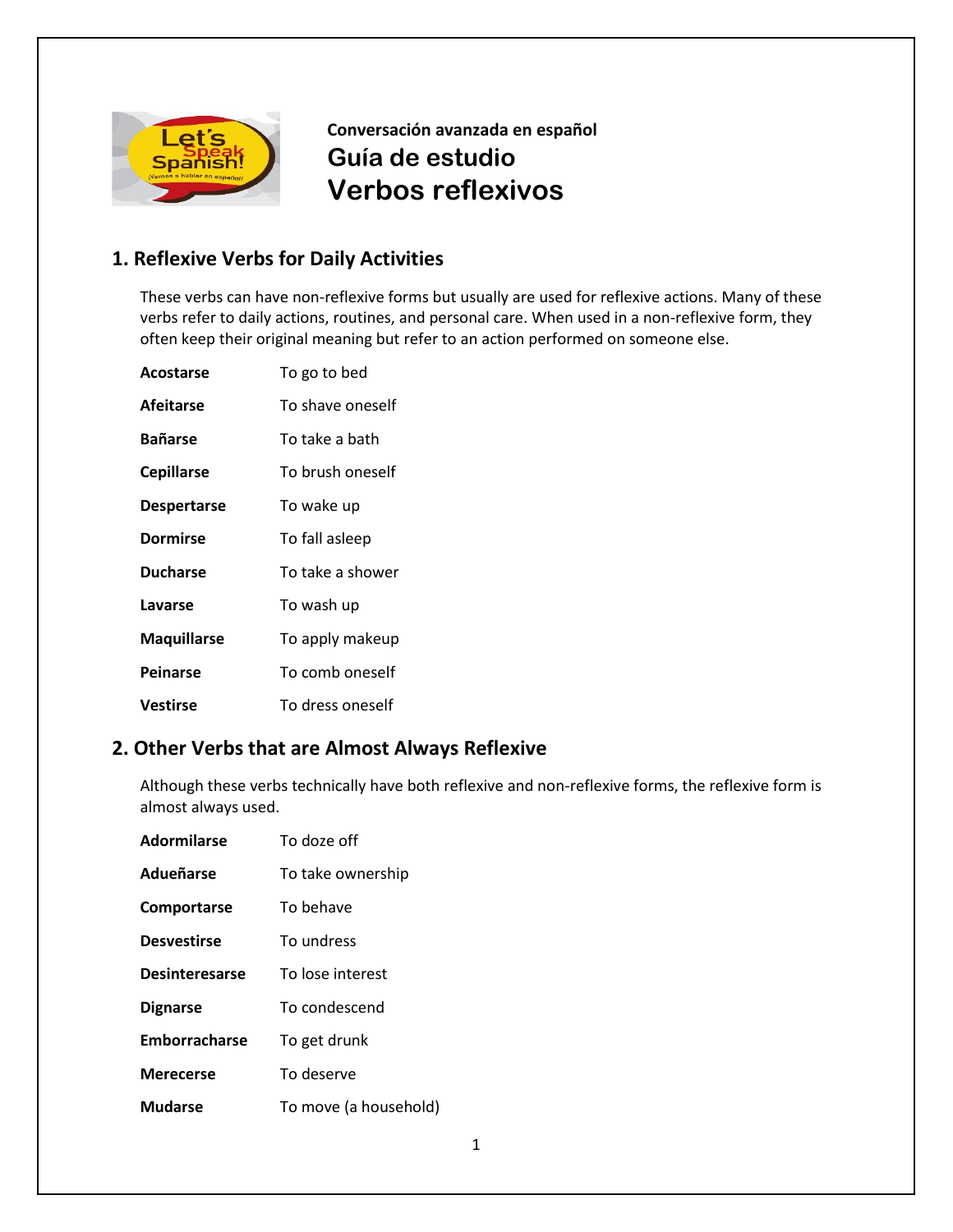**Conversación avanzada en español**

# Guía de estudio

# Verbos reflexivos

## 1. Reflexive Verbs for Daily Activities

These verbs can have non-reflexive forms but usually are used for reflexive actions. Many of these verbs refer to daily actions, routines, and personal care. When used in a non-reflexive form, they often keep their original meaning but refer to an action performed on someone else.

| | |
|---|---|
| **Acostarse** | To go to bed |
| **Afeitarse** | To shave oneself |
| **Bañarse** | To take a bath |
| **Cepillarse** | To brush oneself |
| **Despertarse** | To wake up |
| **Dormirse** | To fall asleep |
| **Ducharse** | To take a shower |
| **Lavarse** | To wash up |
| **Maquillarse** | To apply makeup |
| **Peinarse** | To comb oneself |
| **Vestirse** | To dress oneself |

## 2. Other Verbs that are Almost Always Reflexive

Although these verbs technically have both reflexive and non-reflexive forms, the reflexive form is almost always used.

| | |
|---|---|
| **Adormilarse** | To doze off |
| **Adueñarse** | To take ownership |
| **Comportarse** | To behave |
| **Desvestirse** | To undress |
| **Desinteresarse** | To lose interest |
| **Dignarse** | To condescend |
| **Emborracharse** | To get drunk |
| **Merecerse** | To deserve |
| **Mudarse** | To move (a household) |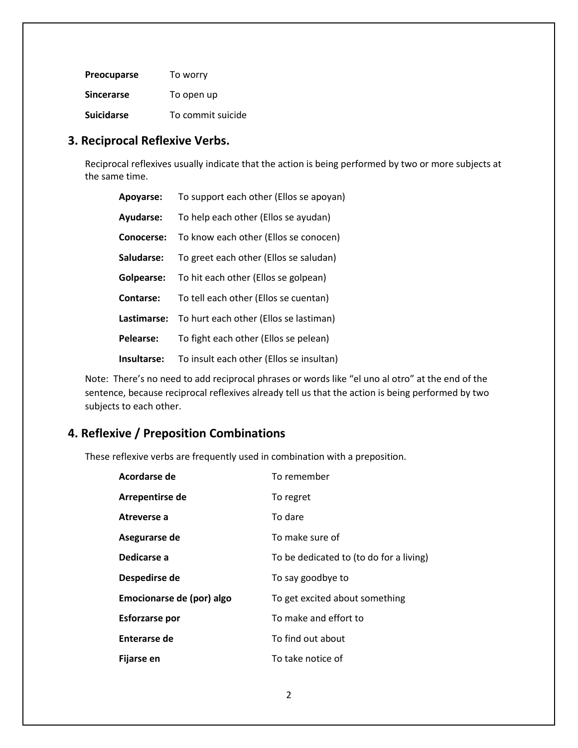| | |
|---|---|
| **Preocuparse** | To worry |
| **Sincerarse** | To open up |
| **Suicidarse** | To commit suicide |

## 3. Reciprocal Reflexive Verbs.

Reciprocal reflexives usually indicate that the action is being performed by two or more subjects at the same time.

| | |
|---|---|
| **Apoyarse:** | To support each other (Ellos se apoyan) |
| **Ayudarse:** | To help each other (Ellos se ayudan) |
| **Conocerse:** | To know each other (Ellos se conocen) |
| **Saludarse:** | To greet each other (Ellos se saludan) |
| **Golpearse:** | To hit each other (Ellos se golpean) |
| **Contarse:** | To tell each other (Ellos se cuentan) |
| **Lastimarse:** | To hurt each other (Ellos se lastiman) |
| **Pelearse:** | To fight each other (Ellos se pelean) |
| **Insultarse:** | To insult each other (Ellos se insultan) |

Note: There's no need to add reciprocal phrases or words like "el uno al otro" at the end of the sentence, because reciprocal reflexives already tell us that the action is being performed by two subjects to each other.

## 4. Reflexive / Preposition Combinations

These reflexive verbs are frequently used in combination with a preposition.

| | |
|---|---|
| **Acordarse de** | To remember |
| **Arrepentirse de** | To regret |
| **Atreverse a** | To dare |
| **Asegurarse de** | To make sure of |
| **Dedicarse a** | To be dedicated to (to do for a living) |
| **Despedirse de** | To say goodbye to |
| **Emocionarse de (por) algo** | To get excited about something |
| **Esforzarse por** | To make and effort to |
| **Enterarse de** | To find out about |
| **Fijarse en** | To take notice of |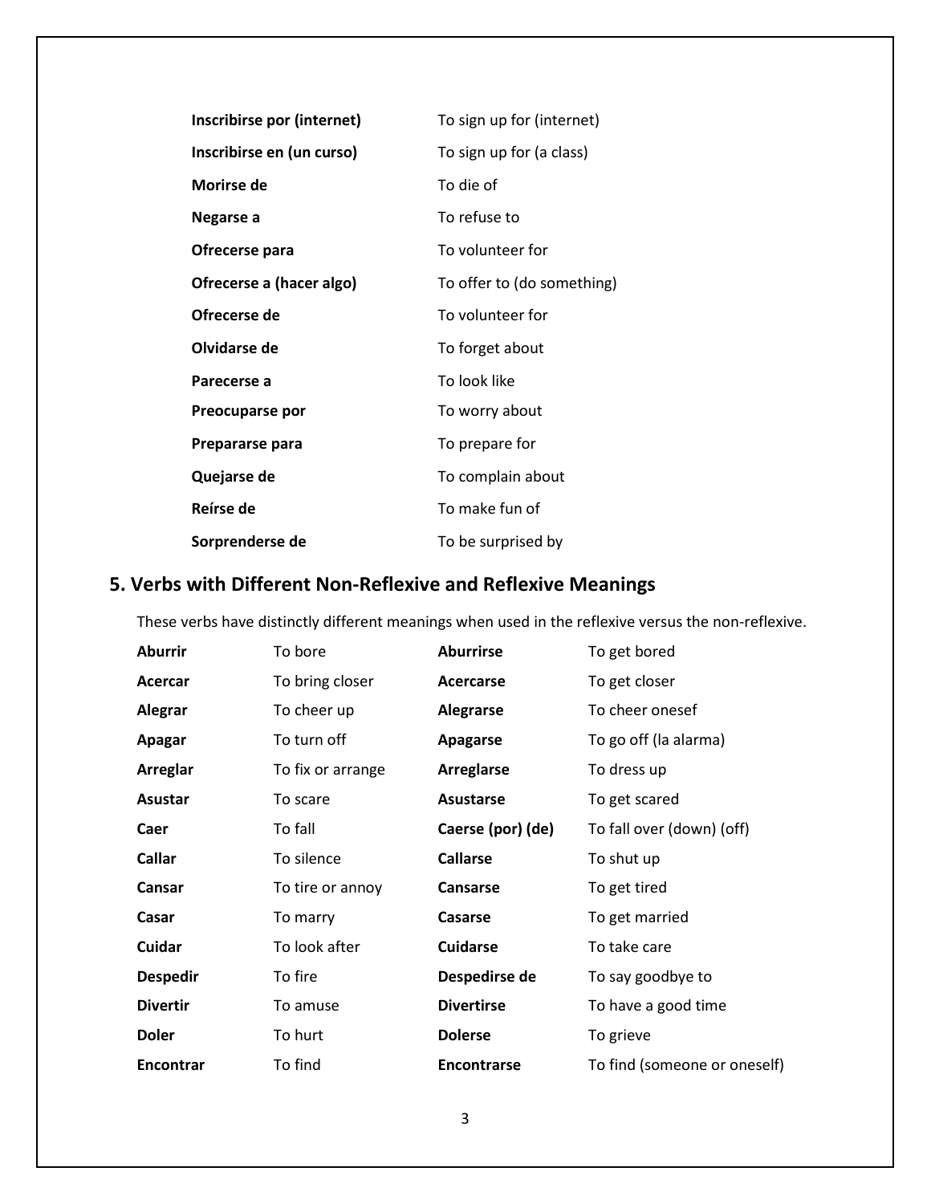| | |
|---|---|
| **Inscribirse por (internet)** | To sign up for (internet) |
| **Inscribirse en (un curso)** | To sign up for (a class) |
| **Morirse de** | To die of |
| **Negarse a** | To refuse to |
| **Ofrecerse para** | To volunteer for |
| **Ofrecerse a (hacer algo)** | To offer to (do something) |
| **Ofrecerse de** | To volunteer for |
| **Olvidarse de** | To forget about |
| **Parecerse a** | To look like |
| **Preocuparse por** | To worry about |
| **Prepararse para** | To prepare for |
| **Quejarse de** | To complain about |
| **Reírse de** | To make fun of |
| **Sorprenderse de** | To be surprised by |

## 5. Verbs with Different Non-Reflexive and Reflexive Meanings

These verbs have distinctly different meanings when used in the reflexive versus the non-reflexive.

| | | | |
|---|---|---|---|
| **Aburrir** | To bore | **Aburrirse** | To get bored |
| **Acercar** | To bring closer | **Acercarse** | To get closer |
| **Alegrar** | To cheer up | **Alegrarse** | To cheer onesef |
| **Apagar** | To turn off | **Apagarse** | To go off (la alarma) |
| **Arreglar** | To fix or arrange | **Arreglarse** | To dress up |
| **Asustar** | To scare | **Asustarse** | To get scared |
| **Caer** | To fall | **Caerse (por) (de)** | To fall over (down) (off) |
| **Callar** | To silence | **Callarse** | To shut up |
| **Cansar** | To tire or annoy | **Cansarse** | To get tired |
| **Casar** | To marry | **Casarse** | To get married |
| **Cuidar** | To look after | **Cuidarse** | To take care |
| **Despedir** | To fire | **Despedirse de** | To say goodbye to |
| **Divertir** | To amuse | **Divertirse** | To have a good time |
| **Doler** | To hurt | **Dolerse** | To grieve |
| **Encontrar** | To find | **Encontrarse** | To find (someone or oneself) |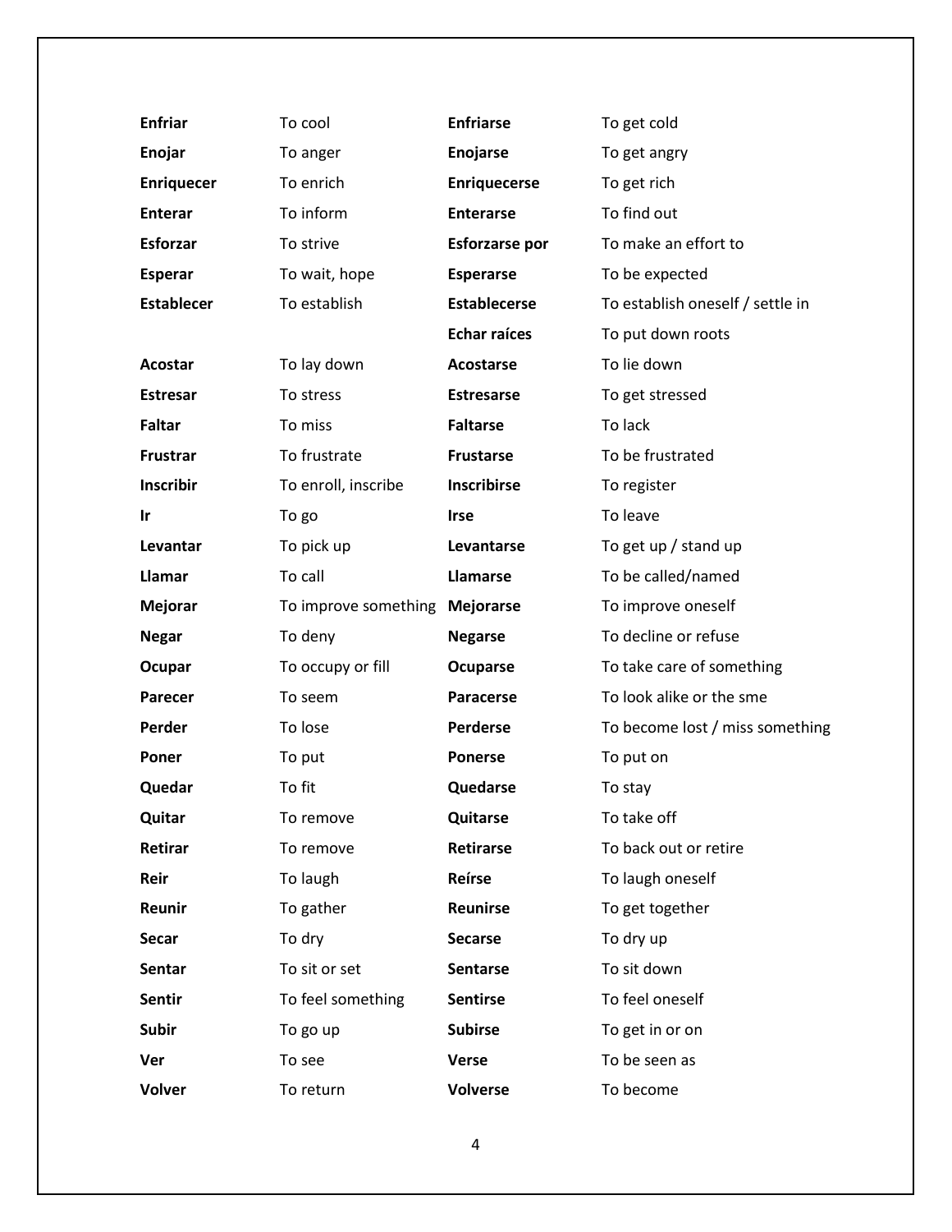| | | | |
|---|---|---|---|
| **Enfriar** | To cool | **Enfriarse** | To get cold |
| **Enojar** | To anger | **Enojarse** | To get angry |
| **Enriquecer** | To enrich | **Enriquecerse** | To get rich |
| **Enterar** | To inform | **Enterarse** | To find out |
| **Esforzar** | To strive | **Esforzarse por** | To make an effort to |
| **Esperar** | To wait, hope | **Esperarse** | To be expected |
| **Establecer** | To establish | **Establecerse** | To establish oneself / settle in |
| | | **Echar raíces** | To put down roots |
| **Acostar** | To lay down | **Acostarse** | To lie down |
| **Estresar** | To stress | **Estresarse** | To get stressed |
| **Faltar** | To miss | **Faltarse** | To lack |
| **Frustrar** | To frustrate | **Frustarse** | To be frustrated |
| **Inscribir** | To enroll, inscribe | **Inscribirse** | To register |
| **Ir** | To go | **Irse** | To leave |
| **Levantar** | To pick up | **Levantarse** | To get up / stand up |
| **Llamar** | To call | **Llamarse** | To be called/named |
| **Mejorar** | To improve something | **Mejorarse** | To improve oneself |
| **Negar** | To deny | **Negarse** | To decline or refuse |
| **Ocupar** | To occupy or fill | **Ocuparse** | To take care of something |
| **Parecer** | To seem | **Paracerse** | To look alike or the sme |
| **Perder** | To lose | **Perderse** | To become lost / miss something |
| **Poner** | To put | **Ponerse** | To put on |
| **Quedar** | To fit | **Quedarse** | To stay |
| **Quitar** | To remove | **Quitarse** | To take off |
| **Retirar** | To remove | **Retirarse** | To back out or retire |
| **Reir** | To laugh | **Reírse** | To laugh oneself |
| **Reunir** | To gather | **Reunirse** | To get together |
| **Secar** | To dry | **Secarse** | To dry up |
| **Sentar** | To sit or set | **Sentarse** | To sit down |
| **Sentir** | To feel something | **Sentirse** | To feel oneself |
| **Subir** | To go up | **Subirse** | To get in or on |
| **Ver** | To see | **Verse** | To be seen as |
| **Volver** | To return | **Volverse** | To become |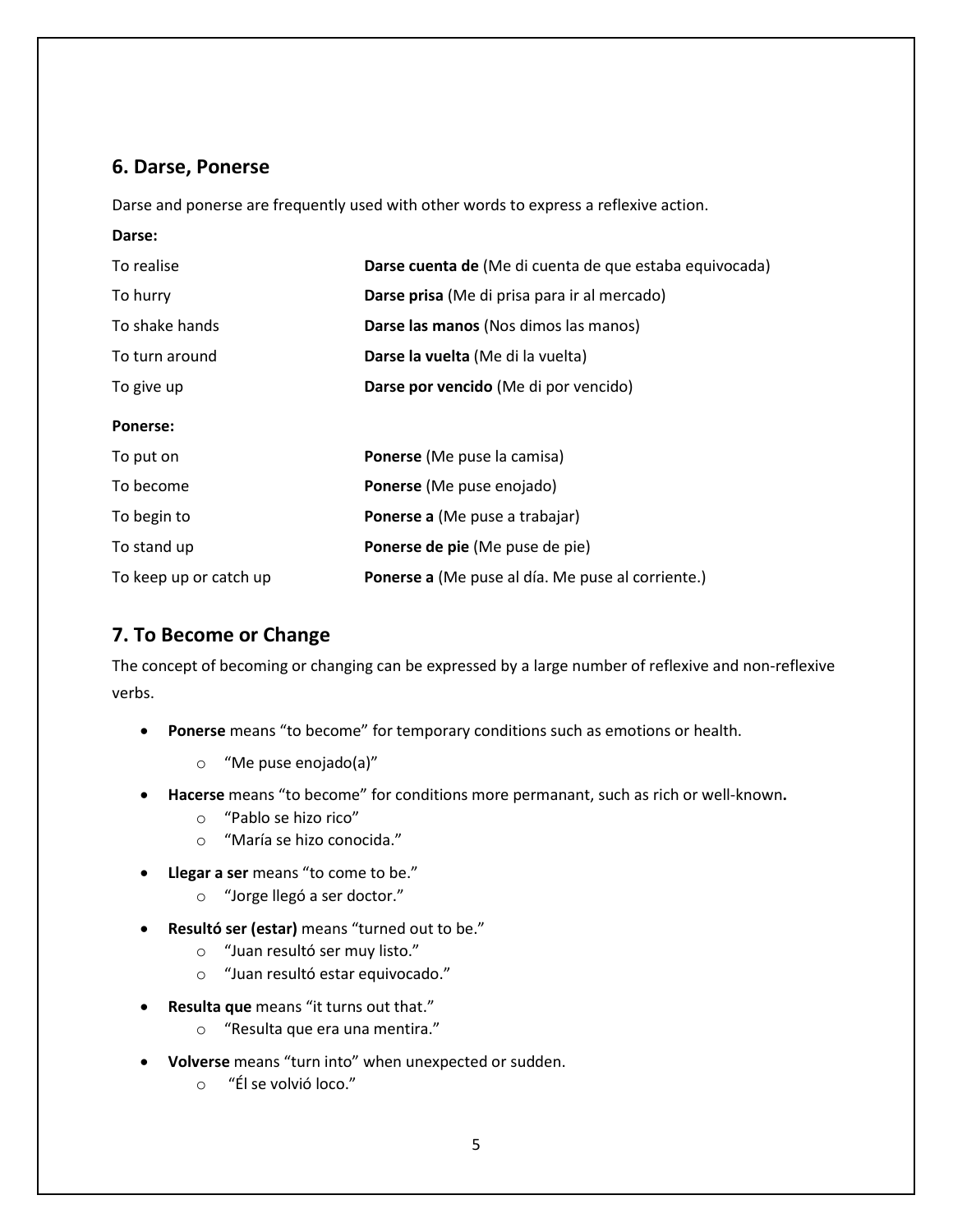## 6. Darse, Ponerse

Darse and ponerse are frequently used with other words to express a reflexive action.

**Darse:**

| | |
|---|---|
| To realise | **Darse cuenta de** (Me di cuenta de que estaba equivocada) |
| To hurry | **Darse prisa** (Me di prisa para ir al mercado) |
| To shake hands | **Darse las manos** (Nos dimos las manos) |
| To turn around | **Darse la vuelta** (Me di la vuelta) |
| To give up | **Darse por vencido** (Me di por vencido) |

**Ponerse:**

| | |
|---|---|
| To put on | **Ponerse** (Me puse la camisa) |
| To become | **Ponerse** (Me puse enojado) |
| To begin to | **Ponerse a** (Me puse a trabajar) |
| To stand up | **Ponerse de pie** (Me puse de pie) |
| To keep up or catch up | **Ponerse a** (Me puse al día. Me puse al corriente.) |

## 7. To Become or Change

The concept of becoming or changing can be expressed by a large number of reflexive and non-reflexive verbs.

- **Ponerse** means "to become" for temporary conditions such as emotions or health.
  - "Me puse enojado(a)"
- **Hacerse** means "to become" for conditions more permanant, such as rich or well-known**.**
  - "Pablo se hizo rico"
  - "María se hizo conocida."
- **Llegar a ser** means "to come to be."
  - "Jorge llegó a ser doctor."
- **Resultó ser (estar)** means "turned out to be."
  - "Juan resultó ser muy listo."
  - "Juan resultó estar equivocado."
- **Resulta que** means "it turns out that."
  - "Resulta que era una mentira."
- **Volverse** means "turn into" when unexpected or sudden.
  - "Él se volvió loco."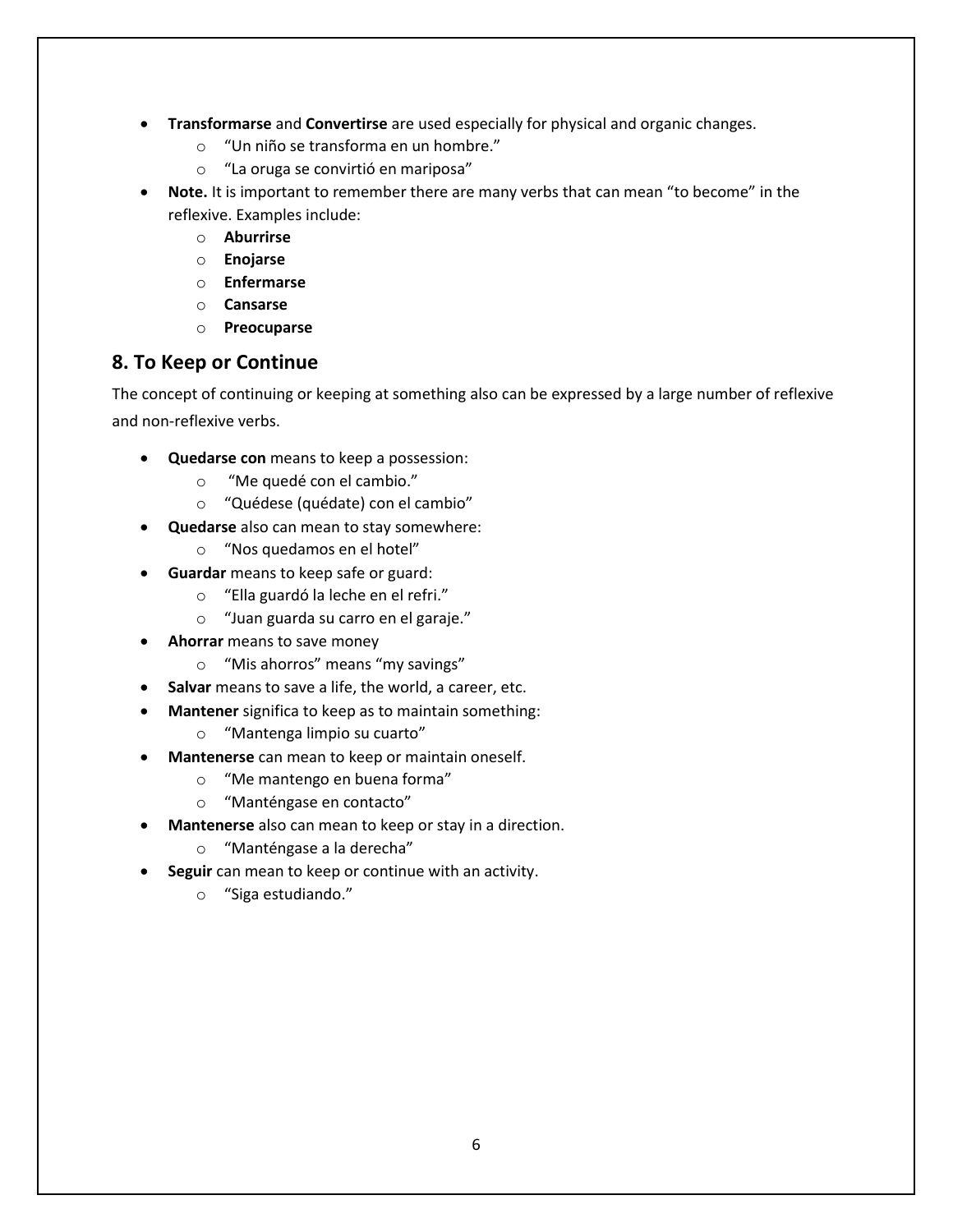- **Transformarse** and **Convertirse** are used especially for physical and organic changes.
  - "Un niño se transforma en un hombre."
  - "La oruga se convirtió en mariposa"
- **Note.** It is important to remember there are many verbs that can mean "to become" in the reflexive. Examples include:
  - **Aburrirse**
  - **Enojarse**
  - **Enfermarse**
  - **Cansarse**
  - **Preocuparse**

## 8. To Keep or Continue

The concept of continuing or keeping at something also can be expressed by a large number of reflexive and non-reflexive verbs.

- **Quedarse con** means to keep a possession:
  - "Me quedé con el cambio."
  - "Quédese (quédate) con el cambio"
- **Quedarse** also can mean to stay somewhere:
  - "Nos quedamos en el hotel"
- **Guardar** means to keep safe or guard:
  - "Ella guardó la leche en el refri."
  - "Juan guarda su carro en el garaje."
- **Ahorrar** means to save money
  - "Mis ahorros" means "my savings"
- **Salvar** means to save a life, the world, a career, etc.
- **Mantener** significa to keep as to maintain something:
  - "Mantenga limpio su cuarto"
- **Mantenerse** can mean to keep or maintain oneself.
  - "Me mantengo en buena forma"
  - "Manténgase en contacto"
- **Mantenerse** also can mean to keep or stay in a direction.
  - "Manténgase a la derecha"
- **Seguir** can mean to keep or continue with an activity.
  - "Siga estudiando."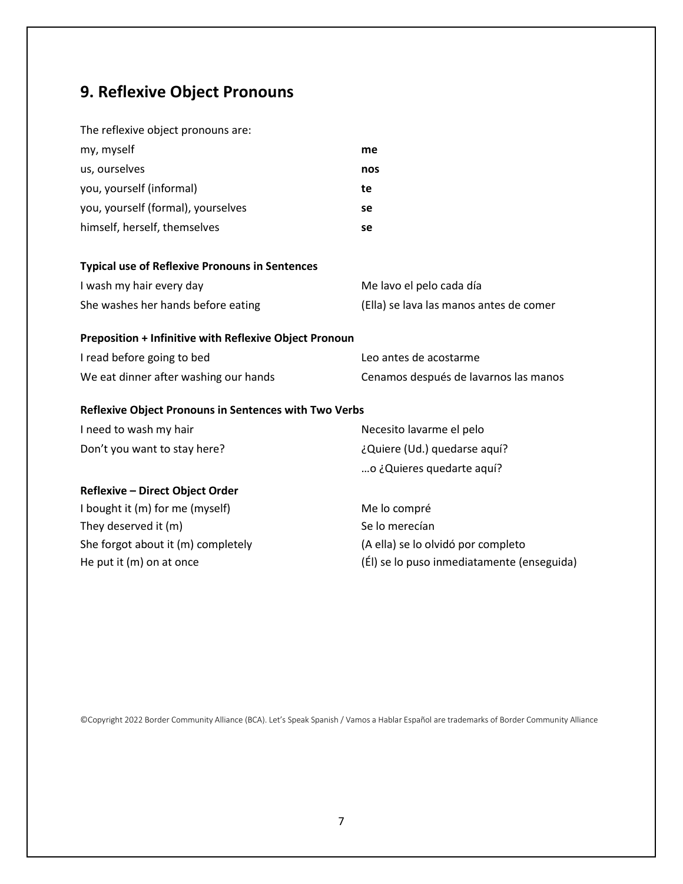## 9. Reflexive Object Pronouns

The reflexive object pronouns are:

| | |
|---|---|
| my, myself | **me** |
| us, ourselves | **nos** |
| you, yourself (informal) | **te** |
| you, yourself (formal), yourselves | **se** |
| himself, herself, themselves | **se** |

**Typical use of Reflexive Pronouns in Sentences**

| | |
|---|---|
| I wash my hair every day | Me lavo el pelo cada día |
| She washes her hands before eating | (Ella) se lava las manos antes de comer |

**Preposition + Infinitive with Reflexive Object Pronoun**

| | |
|---|---|
| I read before going to bed | Leo antes de acostarme |
| We eat dinner after washing our hands | Cenamos después de lavarnos las manos |

**Reflexive Object Pronouns in Sentences with Two Verbs**

| | |
|---|---|
| I need to wash my hair | Necesito lavarme el pelo |
| Don't you want to stay here? | ¿Quiere (Ud.) quedarse aquí? |
| | …o ¿Quieres quedarte aquí? |

**Reflexive – Direct Object Order**

| | |
|---|---|
| I bought it (m) for me (myself) | Me lo compré |
| They deserved it (m) | Se lo merecían |
| She forgot about it (m) completely | (A ella) se lo olvidó por completo |
| He put it (m) on at once | (Él) se lo puso inmediatamente (enseguida) |

©Copyright 2022 Border Community Alliance (BCA). Let's Speak Spanish / Vamos a Hablar Español are trademarks of Border Community Alliance